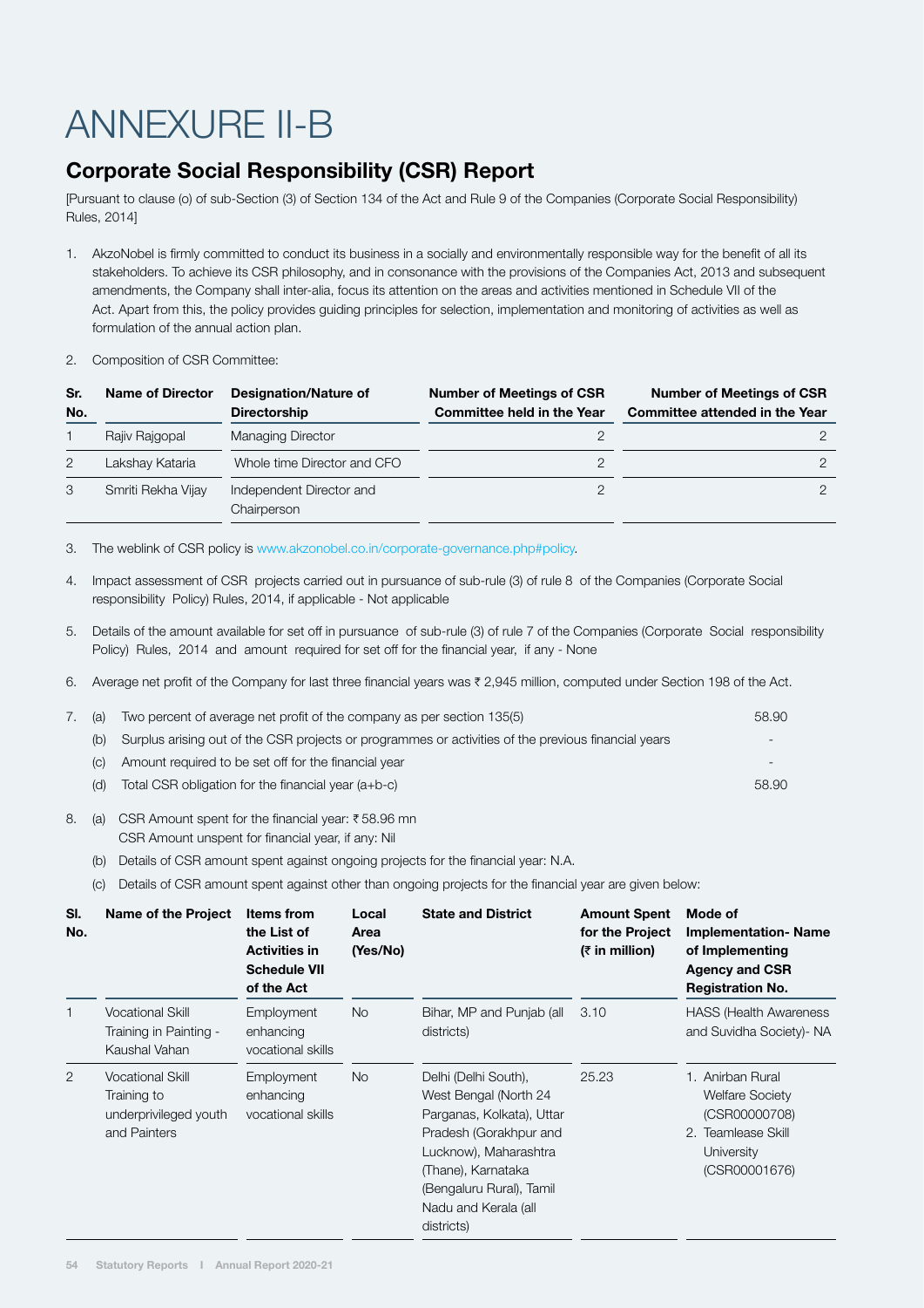# ANNEXURE II-B

## Corporate Social Responsibility (CSR) Report

[Pursuant to clause (o) of sub-Section (3) of Section 134 of the Act and Rule 9 of the Companies (Corporate Social Responsibility) Rules, 2014]

1. AkzoNobel is firmly committed to conduct its business in a socially and environmentally responsible way for the benefit of all its stakeholders. To achieve its CSR philosophy, and in consonance with the provisions of the Companies Act, 2013 and subsequent amendments, the Company shall inter-alia, focus its attention on the areas and activities mentioned in Schedule VII of the Act. Apart from this, the policy provides guiding principles for selection, implementation and monitoring of activities as well as formulation of the annual action plan.

2. Composition of CSR Committee:

| Sr. No. | Name of Director | Designation/Nature of Directorship | Number of Meetings of CSR Committee held in the Year | Number of Meetings of CSR Committee attended in the Year |
|---|---|---|---|---|
| 1 | Rajiv Rajgopal | Managing Director | 2 | 2 |
| 2 | Lakshay Kataria | Whole time Director and CFO | 2 | 2 |
| 3 | Smriti Rekha Vijay | Independent Director and Chairperson | 2 | 2 |

3. The weblink of CSR policy is www.akzonobel.co.in/corporate-governance.php#policy.

4. Impact assessment of CSR projects carried out in pursuance of sub-rule (3) of rule 8 of the Companies (Corporate Social responsibility Policy) Rules, 2014, if applicable - Not applicable

5. Details of the amount available for set off in pursuance of sub-rule (3) of rule 7 of the Companies (Corporate Social responsibility Policy) Rules, 2014 and amount required for set off for the financial year, if any - None

6. Average net profit of the Company for last three financial years was ₹ 2,945 million, computed under Section 198 of the Act.

7. (a) Two percent of average net profit of the company as per section 135(5) — 58.90
   (b) Surplus arising out of the CSR projects or programmes or activities of the previous financial years — -
   (c) Amount required to be set off for the financial year — -
   (d) Total CSR obligation for the financial year (a+b-c) — 58.90

8. (a) CSR Amount spent for the financial year: ₹ 58.96 mn
   CSR Amount unspent for financial year, if any: Nil
   (b) Details of CSR amount spent against ongoing projects for the financial year: N.A.
   (c) Details of CSR amount spent against other than ongoing projects for the financial year are given below:

| Sl. No. | Name of the Project | Items from the List of Activities in Schedule VII of the Act | Local Area (Yes/No) | State and District | Amount Spent for the Project (₹ in million) | Mode of Implementation- Name of Implementing Agency and CSR Registration No. |
|---|---|---|---|---|---|---|
| 1 | Vocational Skill Training in Painting - Kaushal Vahan | Employment enhancing vocational skills | No | Bihar, MP and Punjab (all districts) | 3.10 | HASS (Health Awareness and Suvidha Society)- NA |
| 2 | Vocational Skill Training to underprivileged youth and Painters | Employment enhancing vocational skills | No | Delhi (Delhi South), West Bengal (North 24 Parganas, Kolkata), Uttar Pradesh (Gorakhpur and Lucknow), Maharashtra (Thane), Karnataka (Bengaluru Rural), Tamil Nadu and Kerala (all districts) | 25.23 | 1. Anirban Rural Welfare Society (CSR00000708) 2. Teamlease Skill University (CSR00001676) |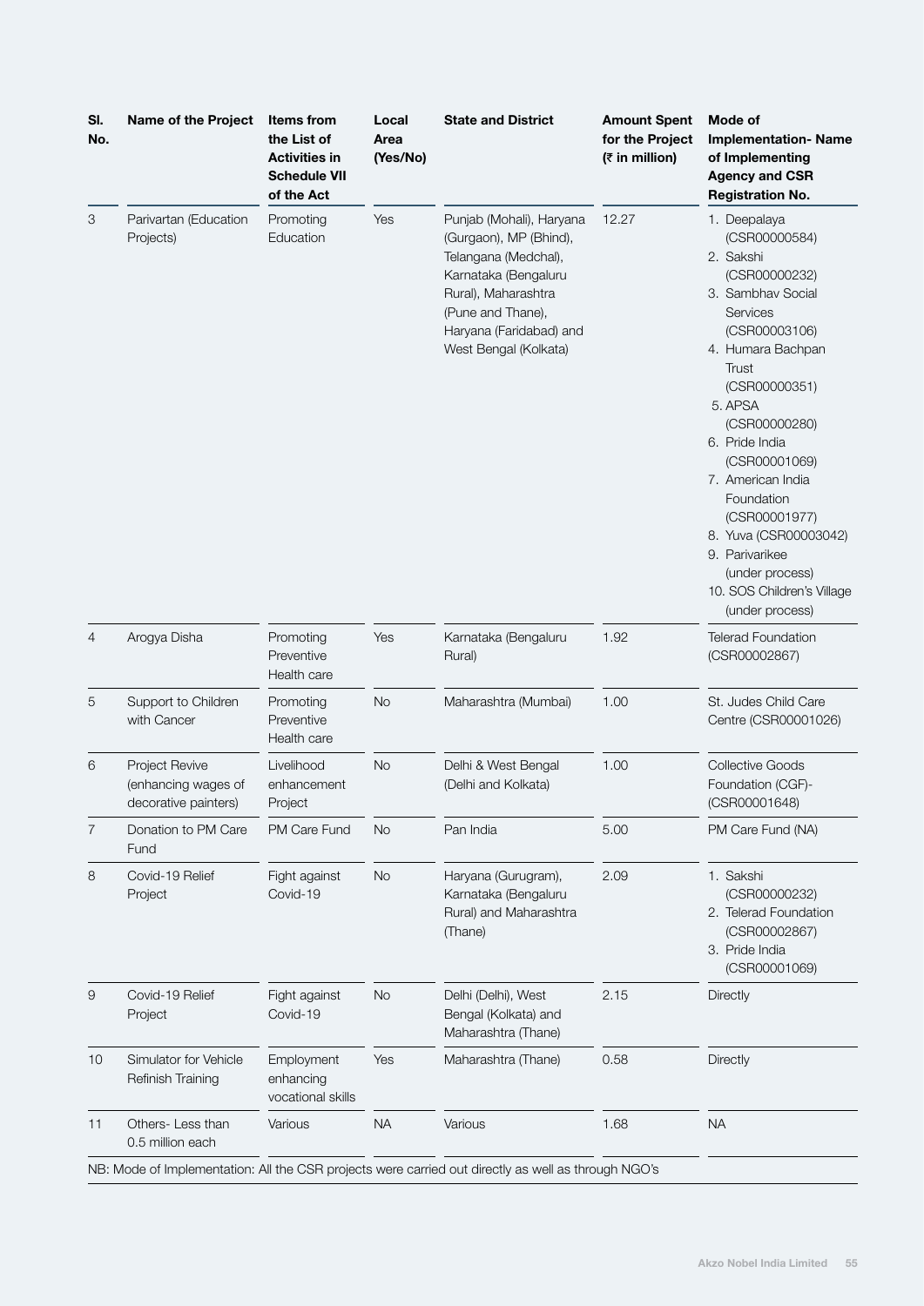| Sl. No. | Name of the Project | Items from the List of Activities in Schedule VII of the Act | Local Area (Yes/No) | State and District | Amount Spent for the Project (₹ in million) | Mode of Implementation- Name of Implementing Agency and CSR Registration No. |
|---|---|---|---|---|---|---|
| 3 | Parivartan (Education Projects) | Promoting Education | Yes | Punjab (Mohali), Haryana (Gurgaon), MP (Bhind), Telangana (Medchal), Karnataka (Bengaluru Rural), Maharashtra (Pune and Thane), Haryana (Faridabad) and West Bengal (Kolkata) | 12.27 | 1. Deepalaya (CSR00000584)<br>2. Sakshi (CSR00000232)<br>3. Sambhav Social Services (CSR00003106)<br>4. Humara Bachpan Trust (CSR00000351)<br>5. APSA (CSR00000280)<br>6. Pride India (CSR00001069)<br>7. American India Foundation (CSR00001977)<br>8. Yuva (CSR00003042)<br>9. Parivarikee (under process)<br>10. SOS Children's Village (under process) |
| 4 | Arogya Disha | Promoting Preventive Health care | Yes | Karnataka (Bengaluru Rural) | 1.92 | Telerad Foundation (CSR00002867) |
| 5 | Support to Children with Cancer | Promoting Preventive Health care | No | Maharashtra (Mumbai) | 1.00 | St. Judes Child Care Centre (CSR00001026) |
| 6 | Project Revive (enhancing wages of decorative painters) | Livelihood enhancement Project | No | Delhi & West Bengal (Delhi and Kolkata) | 1.00 | Collective Goods Foundation (CGF)-(CSR00001648) |
| 7 | Donation to PM Care Fund | PM Care Fund | No | Pan India | 5.00 | PM Care Fund (NA) |
| 8 | Covid-19 Relief Project | Fight against Covid-19 | No | Haryana (Gurugram), Karnataka (Bengaluru Rural) and Maharashtra (Thane) | 2.09 | 1. Sakshi (CSR00000232)<br>2. Telerad Foundation (CSR00002867)<br>3. Pride India (CSR00001069) |
| 9 | Covid-19 Relief Project | Fight against Covid-19 | No | Delhi (Delhi), West Bengal (Kolkata) and Maharashtra (Thane) | 2.15 | Directly |
| 10 | Simulator for Vehicle Refinish Training | Employment enhancing vocational skills | Yes | Maharashtra (Thane) | 0.58 | Directly |
| 11 | Others- Less than 0.5 million each | Various | NA | Various | 1.68 | NA |

NB: Mode of Implementation: All the CSR projects were carried out directly as well as through NGO's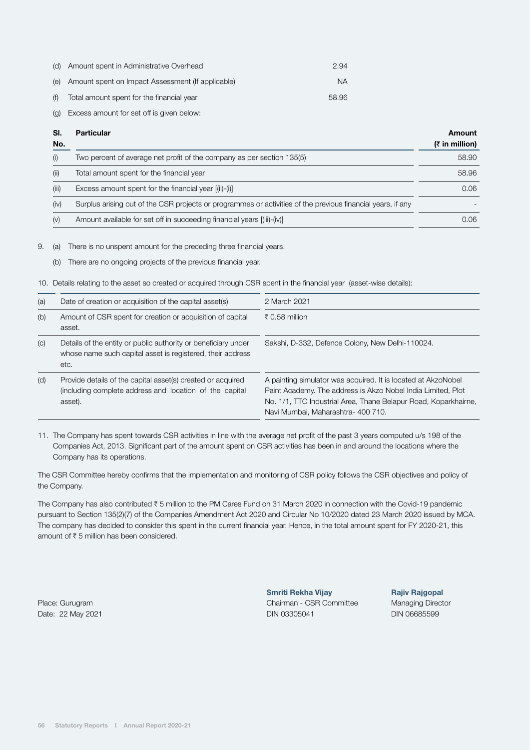(d) Amount spent in Administrative Overhead 2.94

(e) Amount spent on Impact Assessment (If applicable) NA

(f) Total amount spent for the financial year 58.96

(g) Excess amount for set off is given below:

| Sl. No. | Particular | Amount (₹ in million) |
|---|---|---|
| (i) | Two percent of average net profit of the company as per section 135(5) | 58.90 |
| (ii) | Total amount spent for the financial year | 58.96 |
| (iii) | Excess amount spent for the financial year [(ii)-(i)] | 0.06 |
| (iv) | Surplus arising out of the CSR projects or programmes or activities of the previous financial years, if any | - |
| (v) | Amount available for set off in succeeding financial years [(iii)-(iv)] | 0.06 |

9. (a) There is no unspent amount for the preceding three financial years.

   (b) There are no ongoing projects of the previous financial year.

10. Details relating to the asset so created or acquired through CSR spent in the financial year (asset-wise details):

| | | |
|---|---|---|
| (a) | Date of creation or acquisition of the capital asset(s) | 2 March 2021 |
| (b) | Amount of CSR spent for creation or acquisition of capital asset. | ₹ 0.58 million |
| (c) | Details of the entity or public authority or beneficiary under whose name such capital asset is registered, their address etc. | Sakshi, D-332, Defence Colony, New Delhi-110024. |
| (d) | Provide details of the capital asset(s) created or acquired (including complete address and location of the capital asset). | A painting simulator was acquired. It is located at AkzoNobel Paint Academy. The address is Akzo Nobel India Limited, Plot No. 1/1, TTC Industrial Area, Thane Belapur Road, Koparkhairne, Navi Mumbai, Maharashtra- 400 710. |

11. The Company has spent towards CSR activities in line with the average net profit of the past 3 years computed u/s 198 of the Companies Act, 2013. Significant part of the amount spent on CSR activities has been in and around the locations where the Company has its operations.

The CSR Committee hereby confirms that the implementation and monitoring of CSR policy follows the CSR objectives and policy of the Company.

The Company has also contributed ₹ 5 million to the PM Cares Fund on 31 March 2020 in connection with the Covid-19 pandemic pursuant to Section 135(2)(7) of the Companies Amendment Act 2020 and Circular No 10/2020 dated 23 March 2020 issued by MCA. The company has decided to consider this spent in the current financial year. Hence, in the total amount spent for FY 2020-21, this amount of ₹ 5 million has been considered.

Place: Gurugram
Date: 22 May 2021

**Smriti Rekha Vijay**
Chairman - CSR Committee
DIN 03305041

**Rajiv Rajgopal**
Managing Director
DIN 06685599